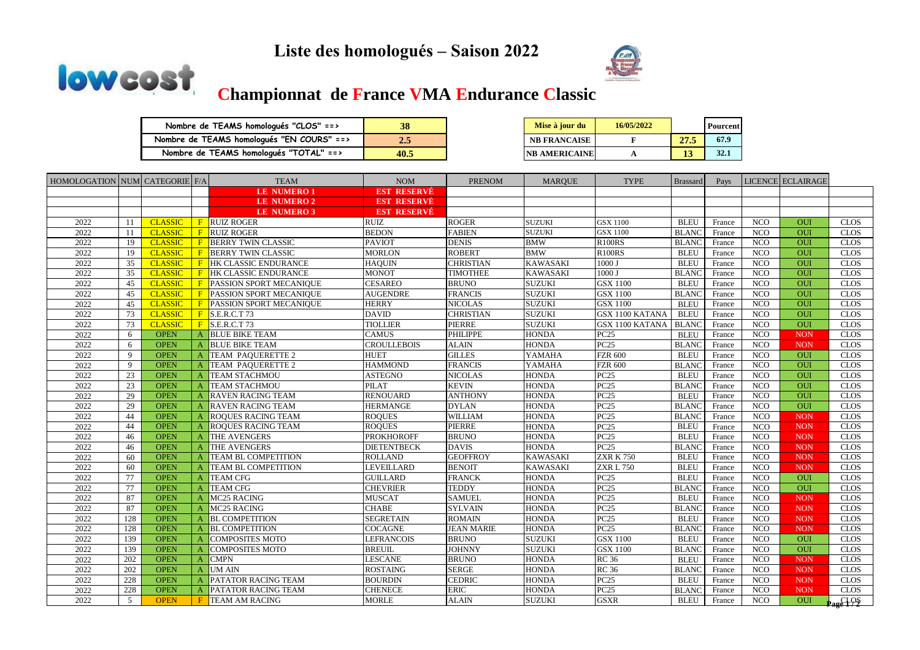# Liste des homologués – Saison 2022

## Championnat de France VMA Endurance Classic

| Nombre de TEAMS homologués "CLOS" ==> | 38 |
|---|---|
| Nombre de TEAMS homologués "EN COURS" ==> | 2.5 |
| Nombre de TEAMS homologués "TOTAL" ==> | 40.5 |

| Mise à jour du | 16/05/2022 | | Pourcent |
|---|---|---|---|
| NB FRANCAISE | F | 27.5 | 67.9 |
| NB AMERICAINE | A | 13 | 32.1 |

| HOMOLOGATION | NUM | CATEGORIE | F/A | TEAM | NOM | PRENOM | MARQUE | TYPE | Brassard | Pays | LICENCE | ECLAIRAGE | |
|---|---|---|---|---|---|---|---|---|---|---|---|---|---|
| | | | | LE NUMERO 1 | EST RESERVÉ | | | | | | | | |
| | | | | LE NUMERO 2 | EST RESERVÉ | | | | | | | | |
| | | | | LE NUMERO 3 | EST RESERVÉ | | | | | | | | |
| 2022 | 11 | CLASSIC | F | RUIZ ROGER | RUIZ | ROGER | SUZUKI | GSX 1100 | BLEU | France | NCO | OUI | CLOS |
| 2022 | 11 | CLASSIC | F | RUIZ ROGER | BEDON | FABIEN | SUZUKI | GSX 1100 | BLANC | France | NCO | OUI | CLOS |
| 2022 | 19 | CLASSIC | F | BERRY TWIN CLASSIC | PAVIOT | DENIS | BMW | R100RS | BLANC | France | NCO | OUI | CLOS |
| 2022 | 19 | CLASSIC | F | BERRY TWIN CLASSIC | MORLON | ROBERT | BMW | R100RS | BLEU | France | NCO | OUI | CLOS |
| 2022 | 35 | CLASSIC | F | HK CLASSIC ENDURANCE | HAQUIN | CHRISTIAN | KAWASAKI | 1000 J | BLEU | France | NCO | OUI | CLOS |
| 2022 | 35 | CLASSIC | F | HK CLASSIC ENDURANCE | MONOT | TIMOTHEE | KAWASAKI | 1000 J | BLANC | France | NCO | OUI | CLOS |
| 2022 | 45 | CLASSIC | F | PASSION SPORT MECANIQUE | CESAREO | BRUNO | SUZUKI | GSX 1100 | BLEU | France | NCO | OUI | CLOS |
| 2022 | 45 | CLASSIC | F | PASSION SPORT MECANIQUE | AUGENDRE | FRANCIS | SUZUKI | GSX 1100 | BLANC | France | NCO | OUI | CLOS |
| 2022 | 45 | CLASSIC | F | PASSION SPORT MECANIQUE | HERRY | NICOLAS | SUZUKI | GSX 1100 | BLEU | France | NCO | OUI | CLOS |
| 2022 | 73 | CLASSIC | F | S.E.R.C.T 73 | DAVID | CHRISTIAN | SUZUKI | GSX 1100 KATANA | BLEU | France | NCO | OUI | CLOS |
| 2022 | 73 | CLASSIC | F | S.E.R.C.T 73 | TIOLLIER | PIERRE | SUZUKI | GSX 1100 KATANA | BLANC | France | NCO | OUI | CLOS |
| 2022 | 6 | OPEN | A | BLUE BIKE TEAM | CAMUS | PHILIPPE | HONDA | PC25 | BLEU | France | NCO | NON | CLOS |
| 2022 | 6 | OPEN | A | BLUE BIKE TEAM | CROULLEBOIS | ALAIN | HONDA | PC25 | BLANC | France | NCO | NON | CLOS |
| 2022 | 9 | OPEN | A | TEAM PAQUERETTE 2 | HUET | GILLES | YAMAHA | FZR 600 | BLEU | France | NCO | OUI | CLOS |
| 2022 | 9 | OPEN | A | TEAM PAQUERETTE 2 | HAMMOND | FRANCIS | YAMAHA | FZR 600 | BLANC | France | NCO | OUI | CLOS |
| 2022 | 23 | OPEN | A | TEAM STACHMOU | ASTEGNO | NICOLAS | HONDA | PC25 | BLEU | France | NCO | OUI | CLOS |
| 2022 | 23 | OPEN | A | TEAM STACHMOU | PILAT | KEVIN | HONDA | PC25 | BLANC | France | NCO | OUI | CLOS |
| 2022 | 29 | OPEN | A | RAVEN RACING TEAM | RENOUARD | ANTHONY | HONDA | PC25 | BLEU | France | NCO | OUI | CLOS |
| 2022 | 29 | OPEN | A | RAVEN RACING TEAM | HERMANGE | DYLAN | HONDA | PC25 | BLANC | France | NCO | OUI | CLOS |
| 2022 | 44 | OPEN | A | ROQUES RACING TEAM | ROQUES | WILLIAM | HONDA | PC25 | BLANC | France | NCO | NON | CLOS |
| 2022 | 44 | OPEN | A | ROQUES RACING TEAM | ROQUES | PIERRE | HONDA | PC25 | BLEU | France | NCO | NON | CLOS |
| 2022 | 46 | OPEN | A | THE AVENGERS | PROKHOROFF | BRUNO | HONDA | PC25 | BLEU | France | NCO | NON | CLOS |
| 2022 | 46 | OPEN | A | THE AVENGERS | DIETENTBECK | DAVIS | HONDA | PC25 | BLANC | France | NCO | NON | CLOS |
| 2022 | 60 | OPEN | A | TEAM BL COMPETITION | ROLLAND | GEOFFROY | KAWASAKI | ZXR K 750 | BLEU | France | NCO | NON | CLOS |
| 2022 | 60 | OPEN | A | TEAM BL COMPETITION | LEVEILLARD | BENOIT | KAWASAKI | ZXR L 750 | BLEU | France | NCO | NON | CLOS |
| 2022 | 77 | OPEN | A | TEAM CFG | GUILLARD | FRANCK | HONDA | PC25 | BLEU | France | NCO | OUI | CLOS |
| 2022 | 77 | OPEN | A | TEAM CFG | CHEVRIER | TEDDY | HONDA | PC25 | BLANC | France | NCO | OUI | CLOS |
| 2022 | 87 | OPEN | A | MC25 RACING | MUSCAT | SAMUEL | HONDA | PC25 | BLEU | France | NCO | NON | CLOS |
| 2022 | 87 | OPEN | A | MC25 RACING | CHABE | SYLVAIN | HONDA | PC25 | BLANC | France | NCO | NON | CLOS |
| 2022 | 128 | OPEN | A | BL COMPETITION | SEGRETAIN | ROMAIN | HONDA | PC25 | BLEU | France | NCO | NON | CLOS |
| 2022 | 128 | OPEN | A | BL COMPETITION | COCAGNE | JEAN MARIE | HONDA | PC25 | BLANC | France | NCO | NON | CLOS |
| 2022 | 139 | OPEN | A | COMPOSITES MOTO | LEFRANCOIS | BRUNO | SUZUKI | GSX 1100 | BLEU | France | NCO | OUI | CLOS |
| 2022 | 139 | OPEN | A | COMPOSITES MOTO | BREUIL | JOHNNY | SUZUKI | GSX 1100 | BLANC | France | NCO | OUI | CLOS |
| 2022 | 202 | OPEN | A | CMPN | LESCANE | BRUNO | HONDA | RC 36 | BLEU | France | NCO | NON | CLOS |
| 2022 | 202 | OPEN | A | UM AIN | ROSTAING | SERGE | HONDA | RC 36 | BLANC | France | NCO | NON | CLOS |
| 2022 | 228 | OPEN | A | PATATOR RACING TEAM | BOURDIN | CEDRIC | HONDA | PC25 | BLEU | France | NCO | NON | CLOS |
| 2022 | 228 | OPEN | A | PATATOR RACING TEAM | CHENECE | ERIC | HONDA | PC25 | BLANC | France | NCO | NON | CLOS |
| 2022 | 5 | OPEN | F | TEAM AM RACING | MORLE | ALAIN | SUZUKI | GSXR | BLEU | France | NCO | OUI | CLOS |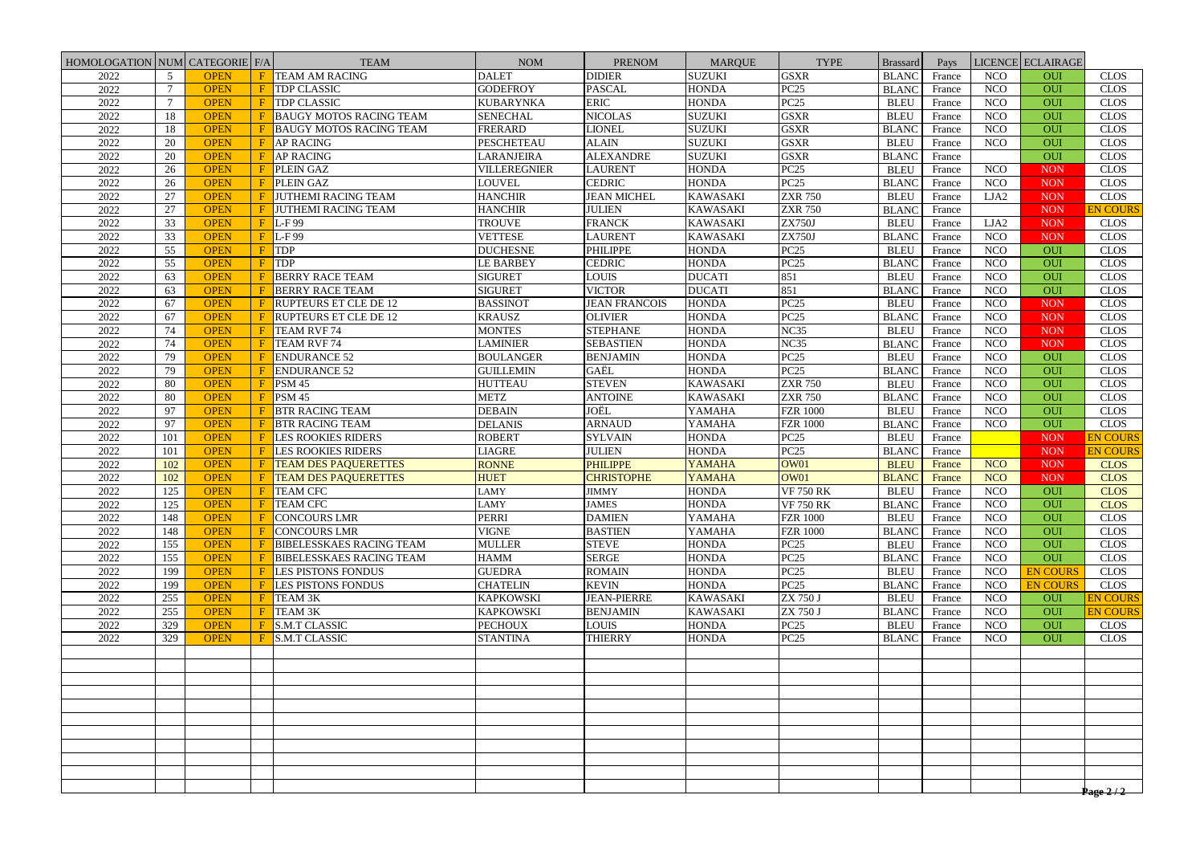| HOMOLOGATION | NUM | CATEGORIE | F/A | TEAM | NOM | PRENOM | MARQUE | TYPE | Brassard | Pays | LICENCE | ECLAIRAGE | |
|---|---|---|---|---|---|---|---|---|---|---|---|---|---|
| 2022 | 5 | OPEN | F | TEAM AM RACING | DALET | DIDIER | SUZUKI | GSXR | BLANC | France | NCO | OUI | CLOS |
| 2022 | 7 | OPEN | F | TDP CLASSIC | GODEFROY | PASCAL | HONDA | PC25 | BLANC | France | NCO | OUI | CLOS |
| 2022 | 7 | OPEN | F | TDP CLASSIC | KUBARYNKA | ERIC | HONDA | PC25 | BLEU | France | NCO | OUI | CLOS |
| 2022 | 18 | OPEN | F | BAUGY MOTOS RACING TEAM | SENECHAL | NICOLAS | SUZUKI | GSXR | BLEU | France | NCO | OUI | CLOS |
| 2022 | 18 | OPEN | F | BAUGY MOTOS RACING TEAM | FRERARD | LIONEL | SUZUKI | GSXR | BLANC | France | NCO | OUI | CLOS |
| 2022 | 20 | OPEN | F | AP RACING | PESCHETEAU | ALAIN | SUZUKI | GSXR | BLEU | France | NCO | OUI | CLOS |
| 2022 | 20 | OPEN | F | AP RACING | LARANJEIRA | ALEXANDRE | SUZUKI | GSXR | BLANC | France | | OUI | CLOS |
| 2022 | 26 | OPEN | F | PLEIN GAZ | VILLEREGNIER | LAURENT | HONDA | PC25 | BLEU | France | NCO | NON | CLOS |
| 2022 | 26 | OPEN | F | PLEIN GAZ | LOUVEL | CEDRIC | HONDA | PC25 | BLANC | France | NCO | NON | CLOS |
| 2022 | 27 | OPEN | F | JUTHEMI RACING TEAM | HANCHIR | JEAN MICHEL | KAWASAKI | ZXR 750 | BLEU | France | LJA2 | NON | CLOS |
| 2022 | 27 | OPEN | F | JUTHEMI RACING TEAM | HANCHIR | JULIEN | KAWASAKI | ZXR 750 | BLANC | France | | NON | EN COURS |
| 2022 | 33 | OPEN | F | L-F 99 | TROUVE | FRANCK | KAWASAKI | ZX750J | BLEU | France | LJA2 | NON | CLOS |
| 2022 | 33 | OPEN | F | L-F 99 | VETTESE | LAURENT | KAWASAKI | ZX750J | BLANC | France | NCO | NON | CLOS |
| 2022 | 55 | OPEN | F | TDP | DUCHESNE | PHILIPPE | HONDA | PC25 | BLEU | France | NCO | OUI | CLOS |
| 2022 | 55 | OPEN | F | TDP | LE BARBEY | CEDRIC | HONDA | PC25 | BLANC | France | NCO | OUI | CLOS |
| 2022 | 63 | OPEN | F | BERRY RACE TEAM | SIGURET | LOUIS | DUCATI | 851 | BLEU | France | NCO | OUI | CLOS |
| 2022 | 63 | OPEN | F | BERRY RACE TEAM | SIGURET | VICTOR | DUCATI | 851 | BLANC | France | NCO | OUI | CLOS |
| 2022 | 67 | OPEN | F | RUPTEURS ET CLE DE 12 | BASSINOT | JEAN FRANCOIS | HONDA | PC25 | BLEU | France | NCO | NON | CLOS |
| 2022 | 67 | OPEN | F | RUPTEURS ET CLE DE 12 | KRAUSZ | OLIVIER | HONDA | PC25 | BLANC | France | NCO | NON | CLOS |
| 2022 | 74 | OPEN | F | TEAM RVF 74 | MONTES | STEPHANE | HONDA | NC35 | BLEU | France | NCO | NON | CLOS |
| 2022 | 74 | OPEN | F | TEAM RVF 74 | LAMINIER | SEBASTIEN | HONDA | NC35 | BLANC | France | NCO | NON | CLOS |
| 2022 | 79 | OPEN | F | ENDURANCE 52 | BOULANGER | BENJAMIN | HONDA | PC25 | BLEU | France | NCO | OUI | CLOS |
| 2022 | 79 | OPEN | F | ENDURANCE 52 | GUILLEMIN | GAËL | HONDA | PC25 | BLANC | France | NCO | OUI | CLOS |
| 2022 | 80 | OPEN | F | PSM 45 | HUTTEAU | STEVEN | KAWASAKI | ZXR 750 | BLEU | France | NCO | OUI | CLOS |
| 2022 | 80 | OPEN | F | PSM 45 | METZ | ANTOINE | KAWASAKI | ZXR 750 | BLANC | France | NCO | OUI | CLOS |
| 2022 | 97 | OPEN | F | BTR RACING TEAM | DEBAIN | JOËL | YAMAHA | FZR 1000 | BLEU | France | NCO | OUI | CLOS |
| 2022 | 97 | OPEN | F | BTR RACING TEAM | DELANIS | ARNAUD | YAMAHA | FZR 1000 | BLANC | France | NCO | OUI | CLOS |
| 2022 | 101 | OPEN | F | LES ROOKIES RIDERS | ROBERT | SYLVAIN | HONDA | PC25 | BLEU | France | | NON | EN COURS |
| 2022 | 101 | OPEN | F | LES ROOKIES RIDERS | LIAGRE | JULIEN | HONDA | PC25 | BLANC | France | | NON | EN COURS |
| 2022 | 102 | OPEN | F | TEAM DES PAQUERETTES | RONNE | PHILIPPE | YAMAHA | OW01 | BLEU | France | NCO | NON | CLOS |
| 2022 | 102 | OPEN | F | TEAM DES PAQUERETTES | HUET | CHRISTOPHE | YAMAHA | OW01 | BLANC | France | NCO | NON | CLOS |
| 2022 | 125 | OPEN | F | TEAM CFC | LAMY | JIMMY | HONDA | VF 750 RK | BLEU | France | NCO | OUI | CLOS |
| 2022 | 125 | OPEN | F | TEAM CFC | LAMY | JAMES | HONDA | VF 750 RK | BLANC | France | NCO | OUI | CLOS |
| 2022 | 148 | OPEN | F | CONCOURS LMR | PERRI | DAMIEN | YAMAHA | FZR 1000 | BLEU | France | NCO | OUI | CLOS |
| 2022 | 148 | OPEN | F | CONCOURS LMR | VIGNE | BASTIEN | YAMAHA | FZR 1000 | BLANC | France | NCO | OUI | CLOS |
| 2022 | 155 | OPEN | F | BIBELESSKAES RACING TEAM | MULLER | STEVE | HONDA | PC25 | BLEU | France | NCO | OUI | CLOS |
| 2022 | 155 | OPEN | F | BIBELESSKAES RACING TEAM | HAMM | SERGE | HONDA | PC25 | BLANC | France | NCO | OUI | CLOS |
| 2022 | 199 | OPEN | F | LES PISTONS FONDUS | GUEDRA | ROMAIN | HONDA | PC25 | BLEU | France | NCO | EN COURS | CLOS |
| 2022 | 199 | OPEN | F | LES PISTONS FONDUS | CHATELIN | KEVIN | HONDA | PC25 | BLANC | France | NCO | EN COURS | CLOS |
| 2022 | 255 | OPEN | F | TEAM 3K | KAPKOWSKI | JEAN-PIERRE | KAWASAKI | ZX 750 J | BLEU | France | NCO | OUI | EN COURS |
| 2022 | 255 | OPEN | F | TEAM 3K | KAPKOWSKI | BENJAMIN | KAWASAKI | ZX 750 J | BLANC | France | NCO | OUI | EN COURS |
| 2022 | 329 | OPEN | F | S.M.T CLASSIC | PECHOUX | LOUIS | HONDA | PC25 | BLEU | France | NCO | OUI | CLOS |
| 2022 | 329 | OPEN | F | S.M.T CLASSIC | STANTINA | THIERRY | HONDA | PC25 | BLANC | France | NCO | OUI | CLOS |